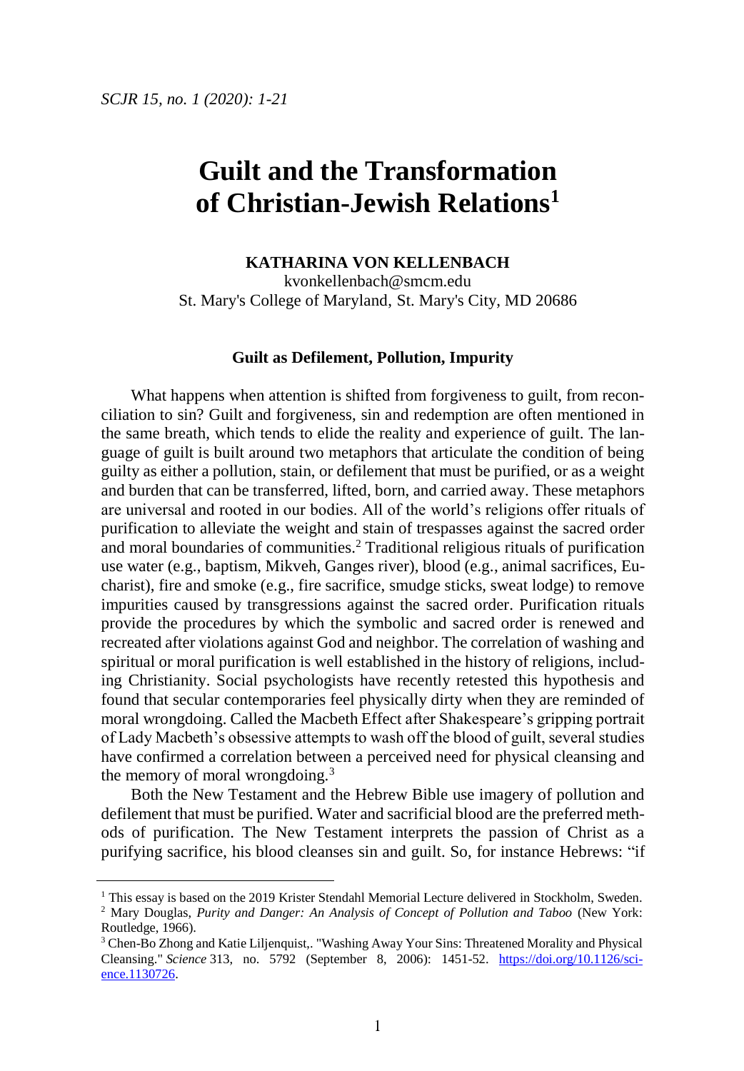# Guilt and the Transformation of Christian-Jewish Relations[1]

**KATHARINA VON KELLENBACH**

kvonkellenbach@smcm.edu

St. Mary's College of Maryland, St. Mary's City, MD 20686

### Guilt as Defilement, Pollution, Impurity

What happens when attention is shifted from forgiveness to guilt, from reconciliation to sin? Guilt and forgiveness, sin and redemption are often mentioned in the same breath, which tends to elide the reality and experience of guilt. The language of guilt is built around two metaphors that articulate the condition of being guilty as either a pollution, stain, or defilement that must be purified, or as a weight and burden that can be transferred, lifted, born, and carried away. These metaphors are universal and rooted in our bodies. All of the world's religions offer rituals of purification to alleviate the weight and stain of trespasses against the sacred order and moral boundaries of communities.[2] Traditional religious rituals of purification use water (e.g., baptism, Mikveh, Ganges river), blood (e.g., animal sacrifices, Eucharist), fire and smoke (e.g., fire sacrifice, smudge sticks, sweat lodge) to remove impurities caused by transgressions against the sacred order. Purification rituals provide the procedures by which the symbolic and sacred order is renewed and recreated after violations against God and neighbor. The correlation of washing and spiritual or moral purification is well established in the history of religions, including Christianity. Social psychologists have recently retested this hypothesis and found that secular contemporaries feel physically dirty when they are reminded of moral wrongdoing. Called the Macbeth Effect after Shakespeare's gripping portrait of Lady Macbeth's obsessive attempts to wash off the blood of guilt, several studies have confirmed a correlation between a perceived need for physical cleansing and the memory of moral wrongdoing.[3]

Both the New Testament and the Hebrew Bible use imagery of pollution and defilement that must be purified. Water and sacrificial blood are the preferred methods of purification. The New Testament interprets the passion of Christ as a purifying sacrifice, his blood cleanses sin and guilt. So, for instance Hebrews: "if

---

[1] This essay is based on the 2019 Krister Stendahl Memorial Lecture delivered in Stockholm, Sweden.

[2] Mary Douglas, *Purity and Danger: An Analysis of Concept of Pollution and Taboo* (New York: Routledge, 1966).

[3] Chen-Bo Zhong and Katie Liljenquist,. "Washing Away Your Sins: Threatened Morality and Physical Cleansing." *Science* 313, no. 5792 (September 8, 2006): 1451-52. https://doi.org/10.1126/science.1130726.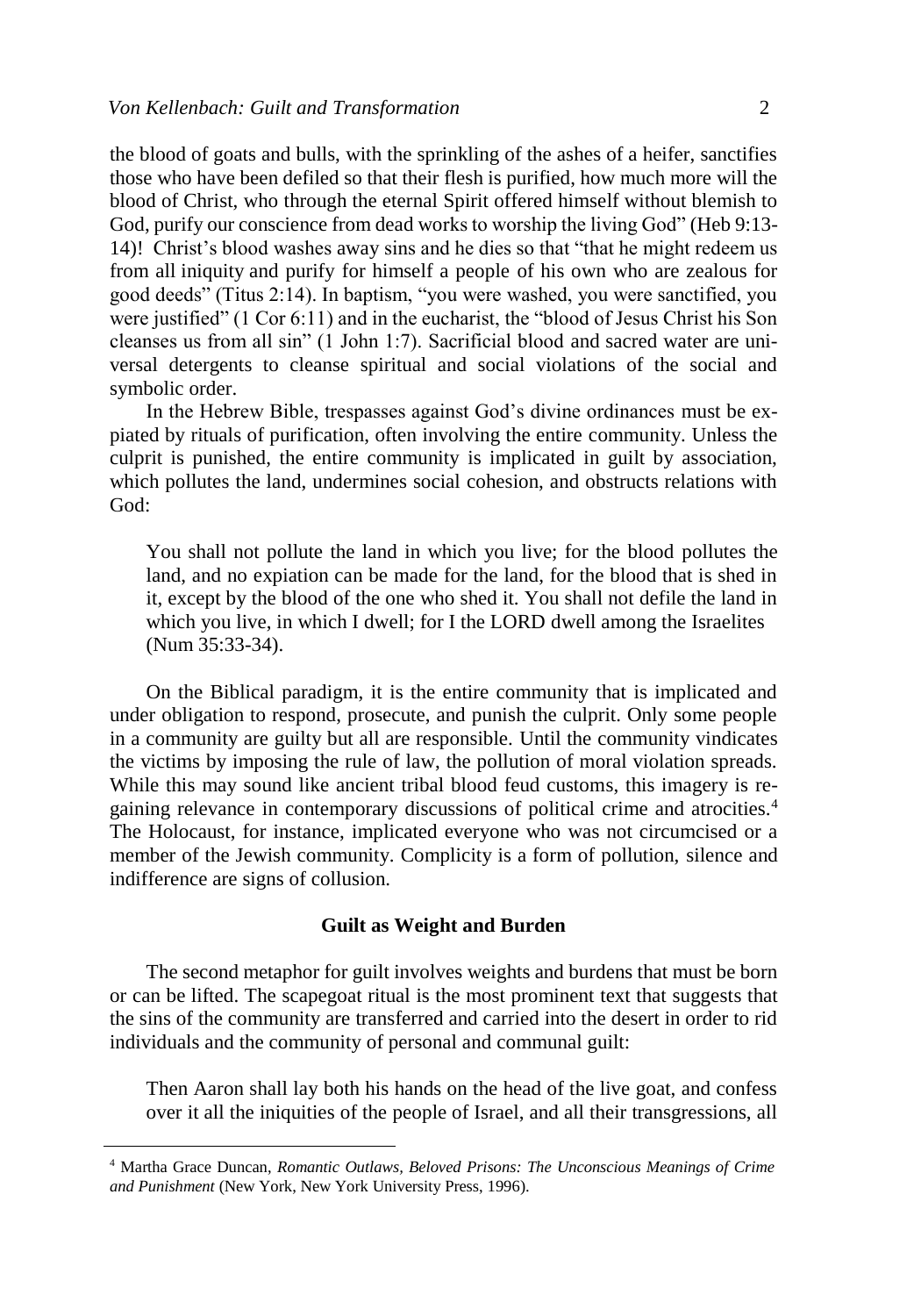the blood of goats and bulls, with the sprinkling of the ashes of a heifer, sanctifies those who have been defiled so that their flesh is purified, how much more will the blood of Christ, who through the eternal Spirit offered himself without blemish to God, purify our conscience from dead works to worship the living God" (Heb 9:13-14)! Christ's blood washes away sins and he dies so that "that he might redeem us from all iniquity and purify for himself a people of his own who are zealous for good deeds" (Titus 2:14). In baptism, "you were washed, you were sanctified, you were justified" (1 Cor 6:11) and in the eucharist, the "blood of Jesus Christ his Son cleanses us from all sin" (1 John 1:7). Sacrificial blood and sacred water are universal detergents to cleanse spiritual and social violations of the social and symbolic order.

In the Hebrew Bible, trespasses against God's divine ordinances must be expiated by rituals of purification, often involving the entire community. Unless the culprit is punished, the entire community is implicated in guilt by association, which pollutes the land, undermines social cohesion, and obstructs relations with God:

> You shall not pollute the land in which you live; for the blood pollutes the land, and no expiation can be made for the land, for the blood that is shed in it, except by the blood of the one who shed it. You shall not defile the land in which you live, in which I dwell; for I the LORD dwell among the Israelites (Num 35:33-34).

On the Biblical paradigm, it is the entire community that is implicated and under obligation to respond, prosecute, and punish the culprit. Only some people in a community are guilty but all are responsible. Until the community vindicates the victims by imposing the rule of law, the pollution of moral violation spreads. While this may sound like ancient tribal blood feud customs, this imagery is regaining relevance in contemporary discussions of political crime and atrocities.[4] The Holocaust, for instance, implicated everyone who was not circumcised or a member of the Jewish community. Complicity is a form of pollution, silence and indifference are signs of collusion.

### Guilt as Weight and Burden

The second metaphor for guilt involves weights and burdens that must be born or can be lifted. The scapegoat ritual is the most prominent text that suggests that the sins of the community are transferred and carried into the desert in order to rid individuals and the community of personal and communal guilt:

> Then Aaron shall lay both his hands on the head of the live goat, and confess over it all the iniquities of the people of Israel, and all their transgressions, all

[4] Martha Grace Duncan, *Romantic Outlaws, Beloved Prisons: The Unconscious Meanings of Crime and Punishment* (New York, New York University Press, 1996).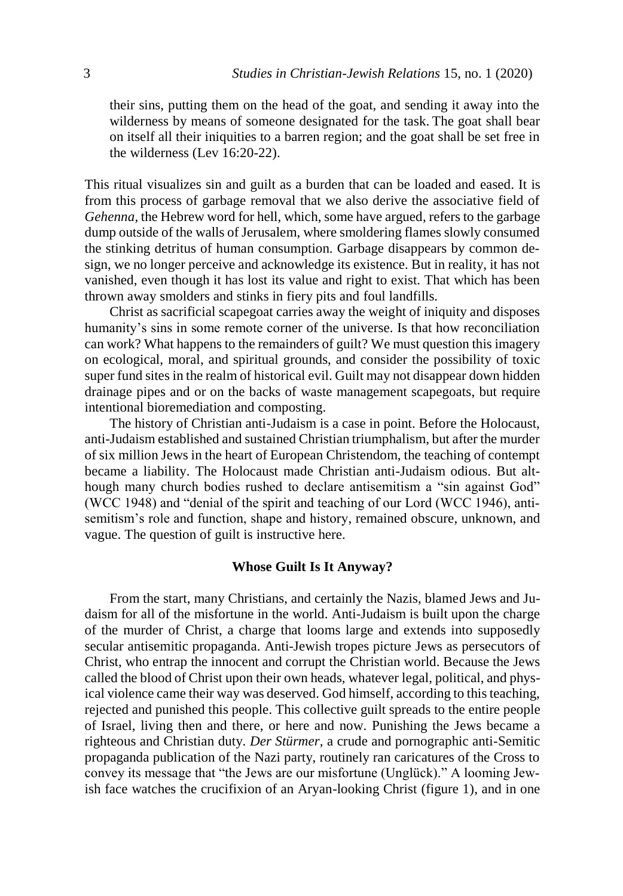their sins, putting them on the head of the goat, and sending it away into the wilderness by means of someone designated for the task. The goat shall bear on itself all their iniquities to a barren region; and the goat shall be set free in the wilderness (Lev 16:20-22).

This ritual visualizes sin and guilt as a burden that can be loaded and eased. It is from this process of garbage removal that we also derive the associative field of *Gehenna*, the Hebrew word for hell, which, some have argued, refers to the garbage dump outside of the walls of Jerusalem, where smoldering flames slowly consumed the stinking detritus of human consumption. Garbage disappears by common design, we no longer perceive and acknowledge its existence. But in reality, it has not vanished, even though it has lost its value and right to exist. That which has been thrown away smolders and stinks in fiery pits and foul landfills.

Christ as sacrificial scapegoat carries away the weight of iniquity and disposes humanity's sins in some remote corner of the universe. Is that how reconciliation can work? What happens to the remainders of guilt? We must question this imagery on ecological, moral, and spiritual grounds, and consider the possibility of toxic super fund sites in the realm of historical evil. Guilt may not disappear down hidden drainage pipes and or on the backs of waste management scapegoats, but require intentional bioremediation and composting.

The history of Christian anti-Judaism is a case in point. Before the Holocaust, anti-Judaism established and sustained Christian triumphalism, but after the murder of six million Jews in the heart of European Christendom, the teaching of contempt became a liability. The Holocaust made Christian anti-Judaism odious. But although many church bodies rushed to declare antisemitism a "sin against God" (WCC 1948) and "denial of the spirit and teaching of our Lord (WCC 1946), antisemitism's role and function, shape and history, remained obscure, unknown, and vague. The question of guilt is instructive here.

### Whose Guilt Is It Anyway?

From the start, many Christians, and certainly the Nazis, blamed Jews and Judaism for all of the misfortune in the world. Anti-Judaism is built upon the charge of the murder of Christ, a charge that looms large and extends into supposedly secular antisemitic propaganda. Anti-Jewish tropes picture Jews as persecutors of Christ, who entrap the innocent and corrupt the Christian world. Because the Jews called the blood of Christ upon their own heads, whatever legal, political, and physical violence came their way was deserved. God himself, according to this teaching, rejected and punished this people. This collective guilt spreads to the entire people of Israel, living then and there, or here and now. Punishing the Jews became a righteous and Christian duty. *Der Stürmer*, a crude and pornographic anti-Semitic propaganda publication of the Nazi party, routinely ran caricatures of the Cross to convey its message that "the Jews are our misfortune (Unglück)." A looming Jewish face watches the crucifixion of an Aryan-looking Christ (figure 1), and in one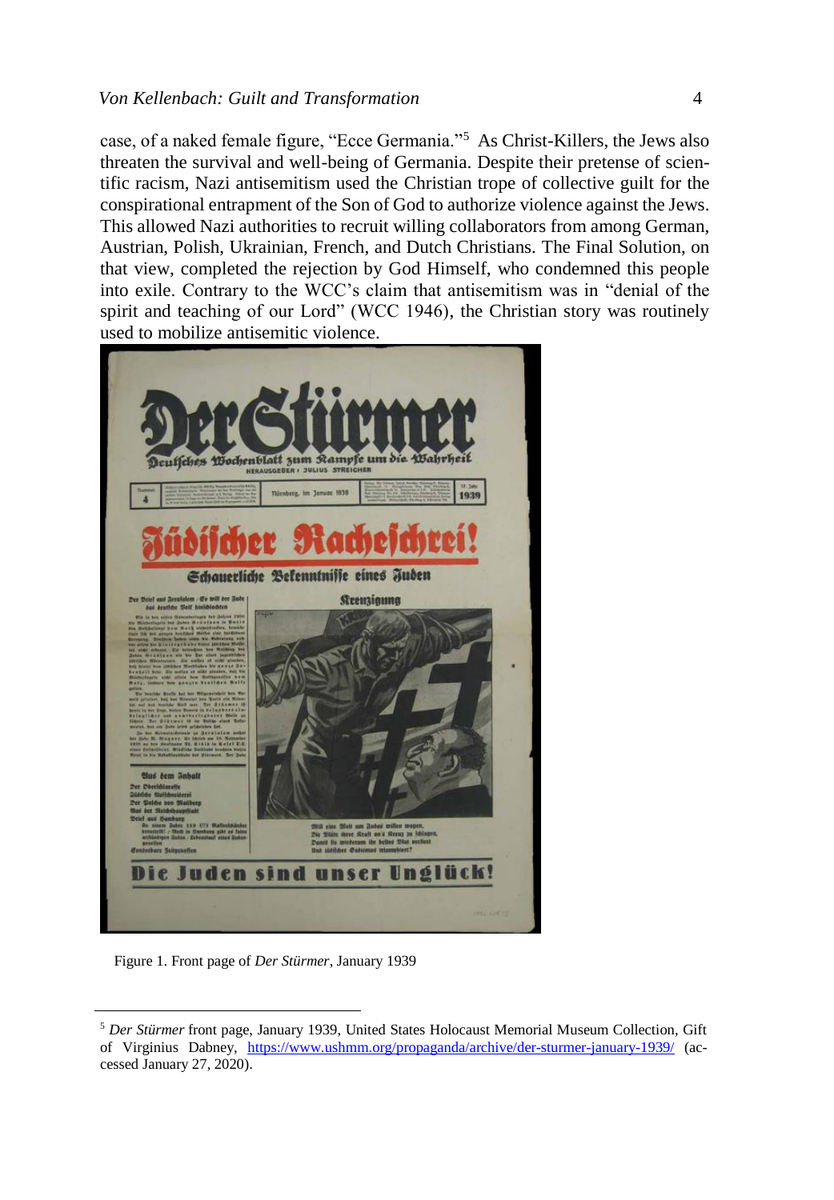case, of a naked female figure, "Ecce Germania."[5] As Christ-Killers, the Jews also threaten the survival and well-being of Germania. Despite their pretense of scientific racism, Nazi antisemitism used the Christian trope of collective guilt for the conspirational entrapment of the Son of God to authorize violence against the Jews. This allowed Nazi authorities to recruit willing collaborators from among German, Austrian, Polish, Ukrainian, French, and Dutch Christians. The Final Solution, on that view, completed the rejection by God Himself, who condemned this people into exile. Contrary to the WCC's claim that antisemitism was in "denial of the spirit and teaching of our Lord" (WCC 1946), the Christian story was routinely used to mobilize antisemitic violence.

Figure 1. Front page of *Der Stürmer,* January 1939

[5] *Der Stürmer* front page, January 1939, United States Holocaust Memorial Museum Collection, Gift of Virginius Dabney, https://www.ushmm.org/propaganda/archive/der-sturmer-january-1939/ (accessed January 27, 2020).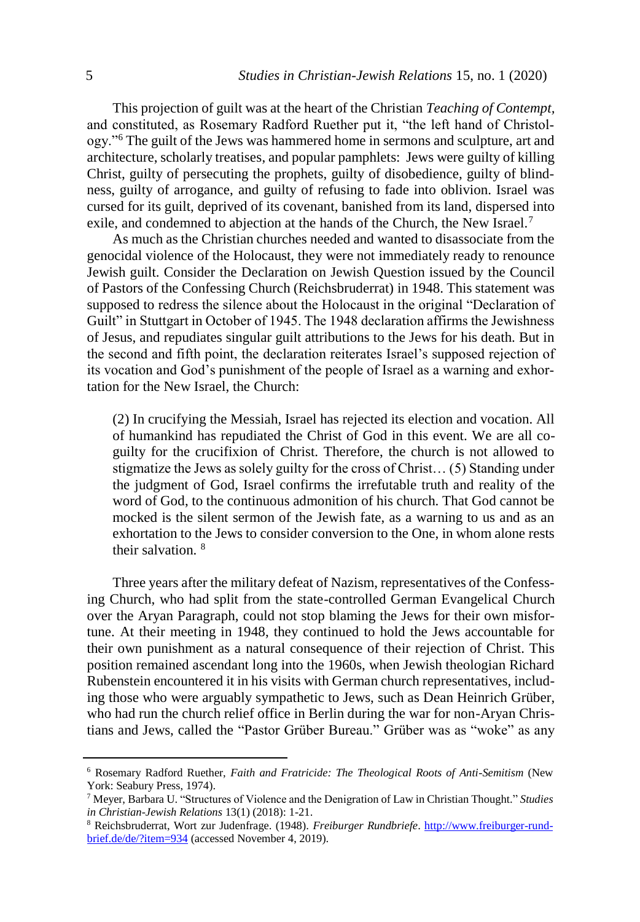This projection of guilt was at the heart of the Christian *Teaching of Contempt*, and constituted, as Rosemary Radford Ruether put it, "the left hand of Christology."[6] The guilt of the Jews was hammered home in sermons and sculpture, art and architecture, scholarly treatises, and popular pamphlets: Jews were guilty of killing Christ, guilty of persecuting the prophets, guilty of disobedience, guilty of blindness, guilty of arrogance, and guilty of refusing to fade into oblivion. Israel was cursed for its guilt, deprived of its covenant, banished from its land, dispersed into exile, and condemned to abjection at the hands of the Church, the New Israel.[7]

As much as the Christian churches needed and wanted to disassociate from the genocidal violence of the Holocaust, they were not immediately ready to renounce Jewish guilt. Consider the Declaration on Jewish Question issued by the Council of Pastors of the Confessing Church (Reichsbruderrat) in 1948. This statement was supposed to redress the silence about the Holocaust in the original "Declaration of Guilt" in Stuttgart in October of 1945. The 1948 declaration affirms the Jewishness of Jesus, and repudiates singular guilt attributions to the Jews for his death. But in the second and fifth point, the declaration reiterates Israel's supposed rejection of its vocation and God's punishment of the people of Israel as a warning and exhortation for the New Israel, the Church:

> (2) In crucifying the Messiah, Israel has rejected its election and vocation. All of humankind has repudiated the Christ of God in this event. We are all co-guilty for the crucifixion of Christ. Therefore, the church is not allowed to stigmatize the Jews as solely guilty for the cross of Christ… (5) Standing under the judgment of God, Israel confirms the irrefutable truth and reality of the word of God, to the continuous admonition of his church. That God cannot be mocked is the silent sermon of the Jewish fate, as a warning to us and as an exhortation to the Jews to consider conversion to the One, in whom alone rests their salvation. [8]

Three years after the military defeat of Nazism, representatives of the Confessing Church, who had split from the state-controlled German Evangelical Church over the Aryan Paragraph, could not stop blaming the Jews for their own misfortune. At their meeting in 1948, they continued to hold the Jews accountable for their own punishment as a natural consequence of their rejection of Christ. This position remained ascendant long into the 1960s, when Jewish theologian Richard Rubenstein encountered it in his visits with German church representatives, including those who were arguably sympathetic to Jews, such as Dean Heinrich Grüber, who had run the church relief office in Berlin during the war for non-Aryan Christians and Jews, called the "Pastor Grüber Bureau." Grüber was as "woke" as any

---

[6] Rosemary Radford Ruether, *Faith and Fratricide: The Theological Roots of Anti-Semitism* (New York: Seabury Press, 1974).

[7] Meyer, Barbara U. "Structures of Violence and the Denigration of Law in Christian Thought." *Studies in Christian-Jewish Relations* 13(1) (2018): 1-21.

[8] Reichsbruderrat, Wort zur Judenfrage. (1948). *Freiburger Rundbriefe*. http://www.freiburger-rundbrief.de/de/?item=934 (accessed November 4, 2019).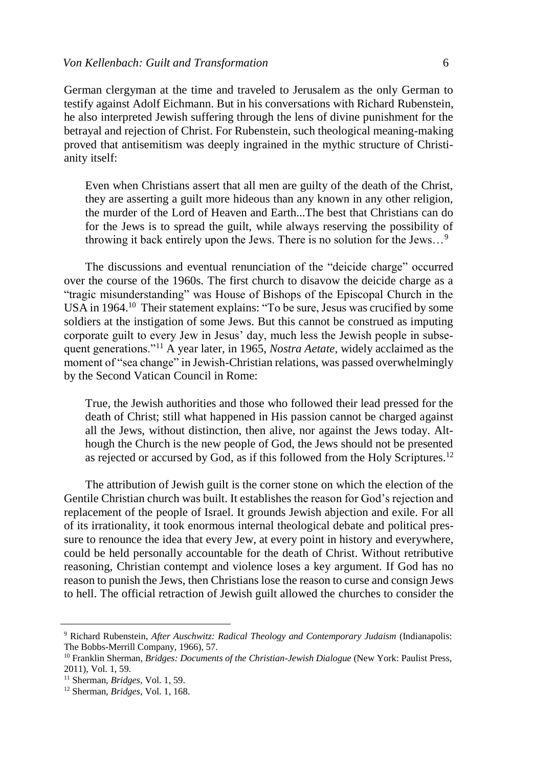German clergyman at the time and traveled to Jerusalem as the only German to testify against Adolf Eichmann. But in his conversations with Richard Rubenstein, he also interpreted Jewish suffering through the lens of divine punishment for the betrayal and rejection of Christ. For Rubenstein, such theological meaning-making proved that antisemitism was deeply ingrained in the mythic structure of Christianity itself:

> Even when Christians assert that all men are guilty of the death of the Christ, they are asserting a guilt more hideous than any known in any other religion, the murder of the Lord of Heaven and Earth...The best that Christians can do for the Jews is to spread the guilt, while always reserving the possibility of throwing it back entirely upon the Jews. There is no solution for the Jews…[9]

The discussions and eventual renunciation of the "deicide charge" occurred over the course of the 1960s. The first church to disavow the deicide charge as a "tragic misunderstanding" was House of Bishops of the Episcopal Church in the USA in 1964.[10] Their statement explains: "To be sure, Jesus was crucified by some soldiers at the instigation of some Jews. But this cannot be construed as imputing corporate guilt to every Jew in Jesus' day, much less the Jewish people in subsequent generations."[11] A year later, in 1965, *Nostra Aetate*, widely acclaimed as the moment of "sea change" in Jewish-Christian relations, was passed overwhelmingly by the Second Vatican Council in Rome:

> True, the Jewish authorities and those who followed their lead pressed for the death of Christ; still what happened in His passion cannot be charged against all the Jews, without distinction, then alive, nor against the Jews today. Although the Church is the new people of God, the Jews should not be presented as rejected or accursed by God, as if this followed from the Holy Scriptures.[12]

The attribution of Jewish guilt is the corner stone on which the election of the Gentile Christian church was built. It establishes the reason for God's rejection and replacement of the people of Israel. It grounds Jewish abjection and exile. For all of its irrationality, it took enormous internal theological debate and political pressure to renounce the idea that every Jew, at every point in history and everywhere, could be held personally accountable for the death of Christ. Without retributive reasoning, Christian contempt and violence loses a key argument. If God has no reason to punish the Jews, then Christians lose the reason to curse and consign Jews to hell. The official retraction of Jewish guilt allowed the churches to consider the

---

[9] Richard Rubenstein, *After Auschwitz: Radical Theology and Contemporary Judaism* (Indianapolis: The Bobbs-Merrill Company, 1966), 57.

[10] Franklin Sherman, *Bridges: Documents of the Christian-Jewish Dialogue* (New York: Paulist Press, 2011), Vol. 1, 59.

[11] Sherman, *Bridges*, Vol. 1, 59.

[12] Sherman, *Bridges*, Vol. 1, 168.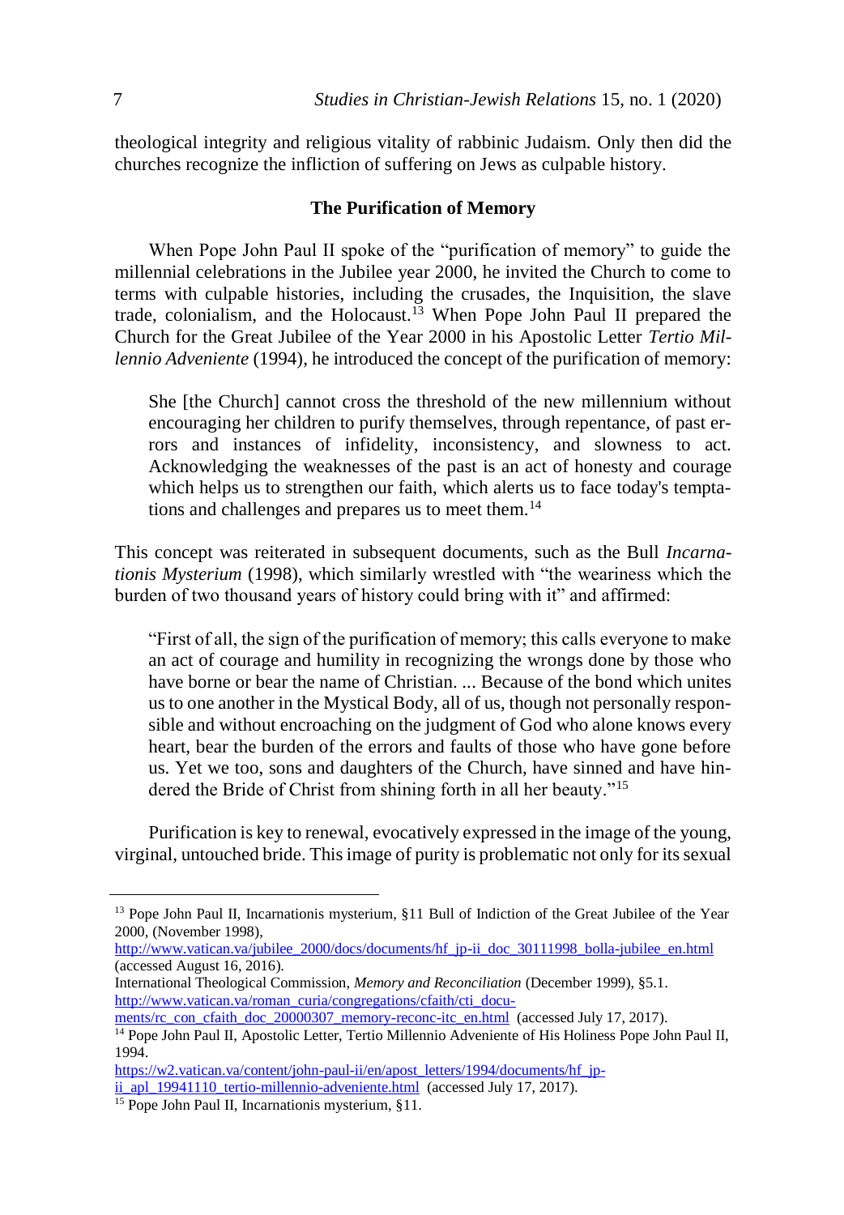theological integrity and religious vitality of rabbinic Judaism. Only then did the churches recognize the infliction of suffering on Jews as culpable history.

## The Purification of Memory

When Pope John Paul II spoke of the "purification of memory" to guide the millennial celebrations in the Jubilee year 2000, he invited the Church to come to terms with culpable histories, including the crusades, the Inquisition, the slave trade, colonialism, and the Holocaust.[13] When Pope John Paul II prepared the Church for the Great Jubilee of the Year 2000 in his Apostolic Letter *Tertio Millennio Adveniente* (1994), he introduced the concept of the purification of memory:

> She [the Church] cannot cross the threshold of the new millennium without encouraging her children to purify themselves, through repentance, of past errors and instances of infidelity, inconsistency, and slowness to act. Acknowledging the weaknesses of the past is an act of honesty and courage which helps us to strengthen our faith, which alerts us to face today's temptations and challenges and prepares us to meet them.[14]

This concept was reiterated in subsequent documents, such as the Bull *Incarnationis Mysterium* (1998), which similarly wrestled with "the weariness which the burden of two thousand years of history could bring with it" and affirmed:

> "First of all, the sign of the purification of memory; this calls everyone to make an act of courage and humility in recognizing the wrongs done by those who have borne or bear the name of Christian. ... Because of the bond which unites us to one another in the Mystical Body, all of us, though not personally responsible and without encroaching on the judgment of God who alone knows every heart, bear the burden of the errors and faults of those who have gone before us. Yet we too, sons and daughters of the Church, have sinned and have hindered the Bride of Christ from shining forth in all her beauty."[15]

Purification is key to renewal, evocatively expressed in the image of the young, virginal, untouched bride. This image of purity is problematic not only for its sexual

---

[13] Pope John Paul II, Incarnationis mysterium, §11 Bull of Indiction of the Great Jubilee of the Year 2000, (November 1998), http://www.vatican.va/jubilee_2000/docs/documents/hf_jp-ii_doc_30111998_bolla-jubilee_en.html (accessed August 16, 2016).
International Theological Commission, *Memory and Reconciliation* (December 1999), §5.1. http://www.vatican.va/roman_curia/congregations/cfaith/cti_documents/rc_con_cfaith_doc_20000307_memory-reconc-itc_en.html (accessed July 17, 2017).

[14] Pope John Paul II, Apostolic Letter, Tertio Millennio Adveniente of His Holiness Pope John Paul II, 1994. https://w2.vatican.va/content/john-paul-ii/en/apost_letters/1994/documents/hf_jp-ii_apl_19941110_tertio-millennio-adveniente.html (accessed July 17, 2017).

[15] Pope John Paul II, Incarnationis mysterium, §11.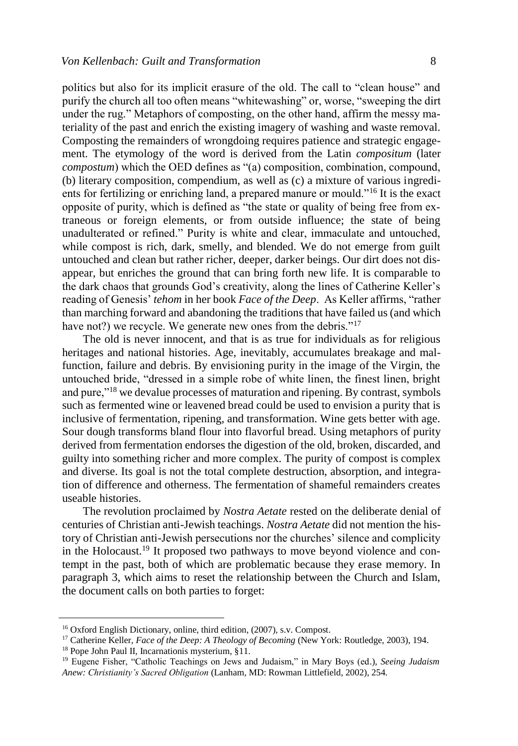politics but also for its implicit erasure of the old. The call to "clean house" and purify the church all too often means "whitewashing" or, worse, "sweeping the dirt under the rug." Metaphors of composting, on the other hand, affirm the messy materiality of the past and enrich the existing imagery of washing and waste removal. Composting the remainders of wrongdoing requires patience and strategic engagement. The etymology of the word is derived from the Latin *compositum* (later *compostum*) which the OED defines as "(a) composition, combination, compound, (b) literary composition, compendium, as well as (c) a mixture of various ingredients for fertilizing or enriching land, a prepared manure or mould."[16] It is the exact opposite of purity, which is defined as "the state or quality of being free from extraneous or foreign elements, or from outside influence; the state of being unadulterated or refined." Purity is white and clear, immaculate and untouched, while compost is rich, dark, smelly, and blended. We do not emerge from guilt untouched and clean but rather richer, deeper, darker beings. Our dirt does not disappear, but enriches the ground that can bring forth new life. It is comparable to the dark chaos that grounds God's creativity, along the lines of Catherine Keller's reading of Genesis' *tehom* in her book *Face of the Deep*. As Keller affirms, "rather than marching forward and abandoning the traditions that have failed us (and which have not?) we recycle. We generate new ones from the debris."[17]

The old is never innocent, and that is as true for individuals as for religious heritages and national histories. Age, inevitably, accumulates breakage and malfunction, failure and debris. By envisioning purity in the image of the Virgin, the untouched bride, "dressed in a simple robe of white linen, the finest linen, bright and pure,"[18] we devalue processes of maturation and ripening. By contrast, symbols such as fermented wine or leavened bread could be used to envision a purity that is inclusive of fermentation, ripening, and transformation. Wine gets better with age. Sour dough transforms bland flour into flavorful bread. Using metaphors of purity derived from fermentation endorses the digestion of the old, broken, discarded, and guilty into something richer and more complex. The purity of compost is complex and diverse. Its goal is not the total complete destruction, absorption, and integration of difference and otherness. The fermentation of shameful remainders creates useable histories.

The revolution proclaimed by *Nostra Aetate* rested on the deliberate denial of centuries of Christian anti-Jewish teachings. *Nostra Aetate* did not mention the history of Christian anti-Jewish persecutions nor the churches' silence and complicity in the Holocaust.[19] It proposed two pathways to move beyond violence and contempt in the past, both of which are problematic because they erase memory. In paragraph 3, which aims to reset the relationship between the Church and Islam, the document calls on both parties to forget:

---

[16] Oxford English Dictionary, online, third edition, (2007), s.v. Compost.

[17] Catherine Keller, *Face of the Deep: A Theology of Becoming* (New York: Routledge, 2003), 194.

[18] Pope John Paul II, Incarnationis mysterium, §11.

[19] Eugene Fisher, "Catholic Teachings on Jews and Judaism," in Mary Boys (ed.), *Seeing Judaism Anew: Christianity's Sacred Obligation* (Lanham, MD: Rowman Littlefield, 2002), 254.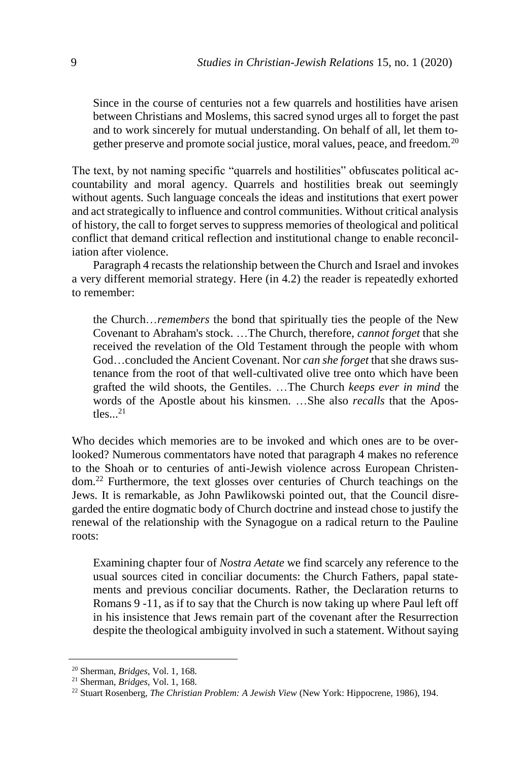> Since in the course of centuries not a few quarrels and hostilities have arisen between Christians and Moslems, this sacred synod urges all to forget the past and to work sincerely for mutual understanding. On behalf of all, let them together preserve and promote social justice, moral values, peace, and freedom.[20]

The text, by not naming specific "quarrels and hostilities" obfuscates political accountability and moral agency. Quarrels and hostilities break out seemingly without agents. Such language conceals the ideas and institutions that exert power and act strategically to influence and control communities. Without critical analysis of history, the call to forget serves to suppress memories of theological and political conflict that demand critical reflection and institutional change to enable reconciliation after violence.

Paragraph 4 recasts the relationship between the Church and Israel and invokes a very different memorial strategy. Here (in 4.2) the reader is repeatedly exhorted to remember:

> the Church…*remembers* the bond that spiritually ties the people of the New Covenant to Abraham's stock. …The Church, therefore, *cannot forget* that she received the revelation of the Old Testament through the people with whom God…concluded the Ancient Covenant. Nor *can she forget* that she draws sustenance from the root of that well-cultivated olive tree onto which have been grafted the wild shoots, the Gentiles. …The Church *keeps ever in mind* the words of the Apostle about his kinsmen. …She also *recalls* that the Apostles...[21]

Who decides which memories are to be invoked and which ones are to be overlooked? Numerous commentators have noted that paragraph 4 makes no reference to the Shoah or to centuries of anti-Jewish violence across European Christendom.[22] Furthermore, the text glosses over centuries of Church teachings on the Jews. It is remarkable, as John Pawlikowski pointed out, that the Council disregarded the entire dogmatic body of Church doctrine and instead chose to justify the renewal of the relationship with the Synagogue on a radical return to the Pauline roots:

> Examining chapter four of *Nostra Aetate* we find scarcely any reference to the usual sources cited in conciliar documents: the Church Fathers, papal statements and previous conciliar documents. Rather, the Declaration returns to Romans 9 -11, as if to say that the Church is now taking up where Paul left off in his insistence that Jews remain part of the covenant after the Resurrection despite the theological ambiguity involved in such a statement. Without saying

---

[20] Sherman, *Bridges*, Vol. 1, 168.

[21] Sherman, *Bridges*, Vol. 1, 168.

[22] Stuart Rosenberg, *The Christian Problem: A Jewish View* (New York: Hippocrene, 1986), 194.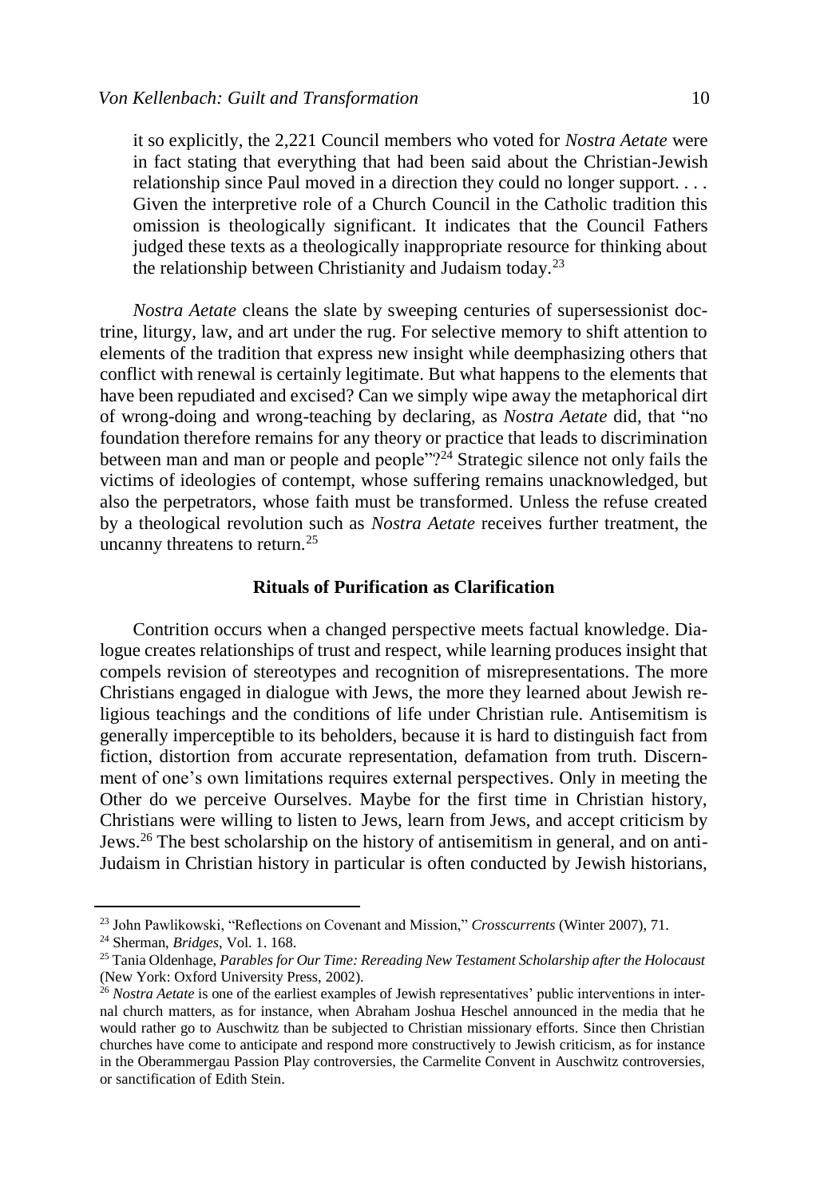> it so explicitly, the 2,221 Council members who voted for *Nostra Aetate* were in fact stating that everything that had been said about the Christian-Jewish relationship since Paul moved in a direction they could no longer support. . . . Given the interpretive role of a Church Council in the Catholic tradition this omission is theologically significant. It indicates that the Council Fathers judged these texts as a theologically inappropriate resource for thinking about the relationship between Christianity and Judaism today.[23]

*Nostra Aetate* cleans the slate by sweeping centuries of supersessionist doctrine, liturgy, law, and art under the rug. For selective memory to shift attention to elements of the tradition that express new insight while deemphasizing others that conflict with renewal is certainly legitimate. But what happens to the elements that have been repudiated and excised? Can we simply wipe away the metaphorical dirt of wrong-doing and wrong-teaching by declaring, as *Nostra Aetate* did, that "no foundation therefore remains for any theory or practice that leads to discrimination between man and man or people and people"?[24] Strategic silence not only fails the victims of ideologies of contempt, whose suffering remains unacknowledged, but also the perpetrators, whose faith must be transformed. Unless the refuse created by a theological revolution such as *Nostra Aetate* receives further treatment, the uncanny threatens to return.[25]

### Rituals of Purification as Clarification

Contrition occurs when a changed perspective meets factual knowledge. Dialogue creates relationships of trust and respect, while learning produces insight that compels revision of stereotypes and recognition of misrepresentations. The more Christians engaged in dialogue with Jews, the more they learned about Jewish religious teachings and the conditions of life under Christian rule. Antisemitism is generally imperceptible to its beholders, because it is hard to distinguish fact from fiction, distortion from accurate representation, defamation from truth. Discernment of one's own limitations requires external perspectives. Only in meeting the Other do we perceive Ourselves. Maybe for the first time in Christian history, Christians were willing to listen to Jews, learn from Jews, and accept criticism by Jews.[26] The best scholarship on the history of antisemitism in general, and on anti-Judaism in Christian history in particular is often conducted by Jewish historians,

---

[23] John Pawlikowski, "Reflections on Covenant and Mission," *Crosscurrents* (Winter 2007), 71.

[24] Sherman, *Bridges,* Vol. 1. 168.

[25] Tania Oldenhage, *Parables for Our Time: Rereading New Testament Scholarship after the Holocaust* (New York: Oxford University Press, 2002).

[26] *Nostra Aetate* is one of the earliest examples of Jewish representatives' public interventions in internal church matters, as for instance, when Abraham Joshua Heschel announced in the media that he would rather go to Auschwitz than be subjected to Christian missionary efforts. Since then Christian churches have come to anticipate and respond more constructively to Jewish criticism, as for instance in the Oberammergau Passion Play controversies, the Carmelite Convent in Auschwitz controversies, or sanctification of Edith Stein.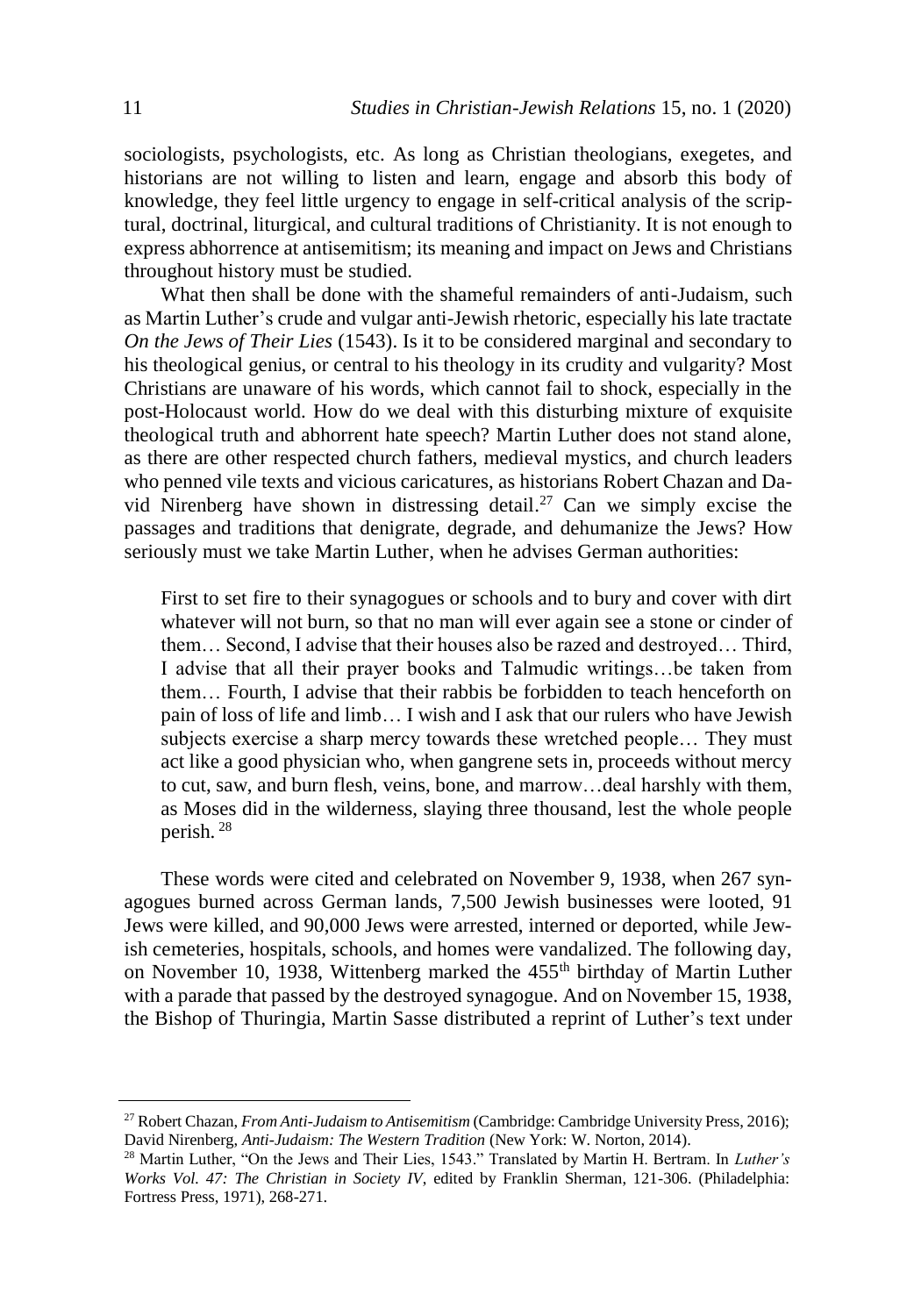sociologists, psychologists, etc. As long as Christian theologians, exegetes, and historians are not willing to listen and learn, engage and absorb this body of knowledge, they feel little urgency to engage in self-critical analysis of the scriptural, doctrinal, liturgical, and cultural traditions of Christianity. It is not enough to express abhorrence at antisemitism; its meaning and impact on Jews and Christians throughout history must be studied.

What then shall be done with the shameful remainders of anti-Judaism, such as Martin Luther's crude and vulgar anti-Jewish rhetoric, especially his late tractate *On the Jews of Their Lies* (1543). Is it to be considered marginal and secondary to his theological genius, or central to his theology in its crudity and vulgarity? Most Christians are unaware of his words, which cannot fail to shock, especially in the post-Holocaust world. How do we deal with this disturbing mixture of exquisite theological truth and abhorrent hate speech? Martin Luther does not stand alone, as there are other respected church fathers, medieval mystics, and church leaders who penned vile texts and vicious caricatures, as historians Robert Chazan and David Nirenberg have shown in distressing detail.[27] Can we simply excise the passages and traditions that denigrate, degrade, and dehumanize the Jews? How seriously must we take Martin Luther, when he advises German authorities:

> First to set fire to their synagogues or schools and to bury and cover with dirt whatever will not burn, so that no man will ever again see a stone or cinder of them… Second, I advise that their houses also be razed and destroyed… Third, I advise that all their prayer books and Talmudic writings…be taken from them… Fourth, I advise that their rabbis be forbidden to teach henceforth on pain of loss of life and limb… I wish and I ask that our rulers who have Jewish subjects exercise a sharp mercy towards these wretched people… They must act like a good physician who, when gangrene sets in, proceeds without mercy to cut, saw, and burn flesh, veins, bone, and marrow…deal harshly with them, as Moses did in the wilderness, slaying three thousand, lest the whole people perish.[28]

These words were cited and celebrated on November 9, 1938, when 267 synagogues burned across German lands, 7,500 Jewish businesses were looted, 91 Jews were killed, and 90,000 Jews were arrested, interned or deported, while Jewish cemeteries, hospitals, schools, and homes were vandalized. The following day, on November 10, 1938, Wittenberg marked the 455th birthday of Martin Luther with a parade that passed by the destroyed synagogue. And on November 15, 1938, the Bishop of Thuringia, Martin Sasse distributed a reprint of Luther's text under

---

[27] Robert Chazan, *From Anti-Judaism to Antisemitism* (Cambridge: Cambridge University Press, 2016); David Nirenberg, *Anti-Judaism: The Western Tradition* (New York: W. Norton, 2014).

[28] Martin Luther, "On the Jews and Their Lies, 1543." Translated by Martin H. Bertram. In *Luther's Works Vol. 47: The Christian in Society IV*, edited by Franklin Sherman, 121-306. (Philadelphia: Fortress Press, 1971), 268-271.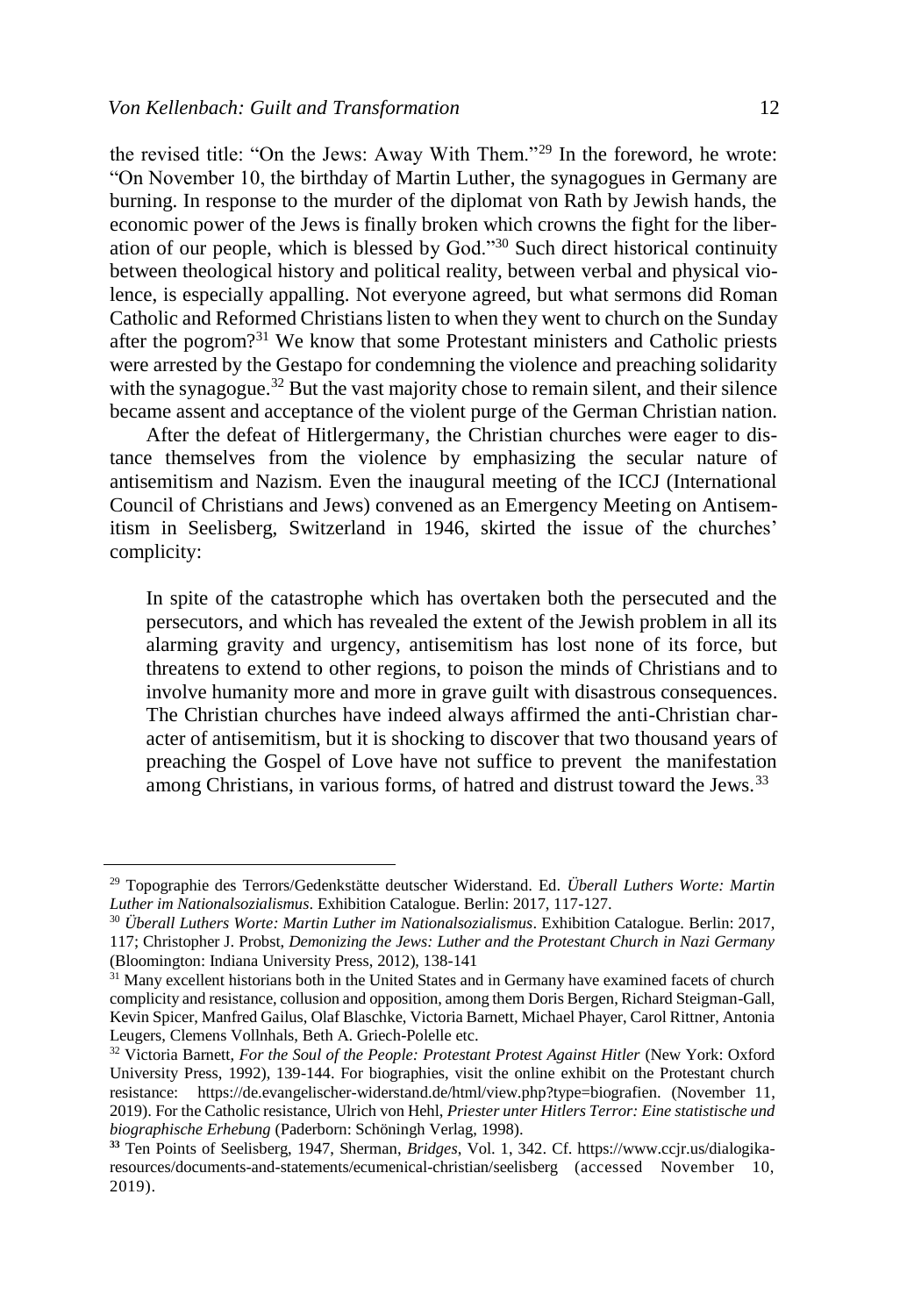the revised title: "On the Jews: Away With Them."[29] In the foreword, he wrote: "On November 10, the birthday of Martin Luther, the synagogues in Germany are burning. In response to the murder of the diplomat von Rath by Jewish hands, the economic power of the Jews is finally broken which crowns the fight for the liberation of our people, which is blessed by God."[30] Such direct historical continuity between theological history and political reality, between verbal and physical violence, is especially appalling. Not everyone agreed, but what sermons did Roman Catholic and Reformed Christians listen to when they went to church on the Sunday after the pogrom?[31] We know that some Protestant ministers and Catholic priests were arrested by the Gestapo for condemning the violence and preaching solidarity with the synagogue.[32] But the vast majority chose to remain silent, and their silence became assent and acceptance of the violent purge of the German Christian nation.

After the defeat of Hitlergermany, the Christian churches were eager to distance themselves from the violence by emphasizing the secular nature of antisemitism and Nazism. Even the inaugural meeting of the ICCJ (International Council of Christians and Jews) convened as an Emergency Meeting on Antisemitism in Seelisberg, Switzerland in 1946, skirted the issue of the churches' complicity:

> In spite of the catastrophe which has overtaken both the persecuted and the persecutors, and which has revealed the extent of the Jewish problem in all its alarming gravity and urgency, antisemitism has lost none of its force, but threatens to extend to other regions, to poison the minds of Christians and to involve humanity more and more in grave guilt with disastrous consequences. The Christian churches have indeed always affirmed the anti-Christian character of antisemitism, but it is shocking to discover that two thousand years of preaching the Gospel of Love have not suffice to prevent the manifestation among Christians, in various forms, of hatred and distrust toward the Jews.[33]

---

[29] Topographie des Terrors/Gedenkstätte deutscher Widerstand. Ed. *Überall Luthers Worte: Martin Luther im Nationalsozialismus*. Exhibition Catalogue. Berlin: 2017, 117-127.

[30] *Überall Luthers Worte: Martin Luther im Nationalsozialismus*. Exhibition Catalogue. Berlin: 2017, 117; Christopher J. Probst, *Demonizing the Jews: Luther and the Protestant Church in Nazi Germany* (Bloomington: Indiana University Press, 2012), 138-141

[31] Many excellent historians both in the United States and in Germany have examined facets of church complicity and resistance, collusion and opposition, among them Doris Bergen, Richard Steigman-Gall, Kevin Spicer, Manfred Gailus, Olaf Blaschke, Victoria Barnett, Michael Phayer, Carol Rittner, Antonia Leugers, Clemens Vollnhals, Beth A. Griech-Polelle etc.

[32] Victoria Barnett, *For the Soul of the People: Protestant Protest Against Hitler* (New York: Oxford University Press, 1992), 139-144. For biographies, visit the online exhibit on the Protestant church resistance: https://de.evangelischer-widerstand.de/html/view.php?type=biografien. (November 11, 2019). For the Catholic resistance, Ulrich von Hehl, *Priester unter Hitlers Terror: Eine statistische und biographische Erhebung* (Paderborn: Schöningh Verlag, 1998).

[33] Ten Points of Seelisberg, 1947, Sherman, *Bridges*, Vol. 1, 342. Cf. https://www.ccjr.us/dialogika-resources/documents-and-statements/ecumenical-christian/seelisberg (accessed November 10, 2019).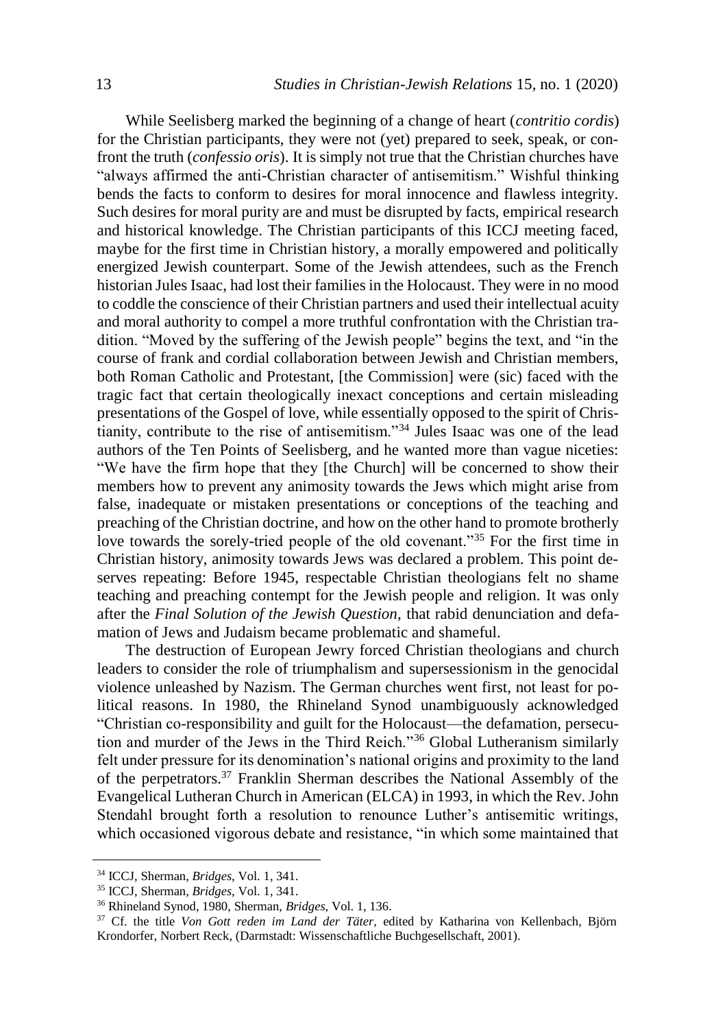While Seelisberg marked the beginning of a change of heart (*contritio cordis*) for the Christian participants, they were not (yet) prepared to seek, speak, or confront the truth (*confessio oris*). It is simply not true that the Christian churches have "always affirmed the anti-Christian character of antisemitism." Wishful thinking bends the facts to conform to desires for moral innocence and flawless integrity. Such desires for moral purity are and must be disrupted by facts, empirical research and historical knowledge. The Christian participants of this ICCJ meeting faced, maybe for the first time in Christian history, a morally empowered and politically energized Jewish counterpart. Some of the Jewish attendees, such as the French historian Jules Isaac, had lost their families in the Holocaust. They were in no mood to coddle the conscience of their Christian partners and used their intellectual acuity and moral authority to compel a more truthful confrontation with the Christian tradition. "Moved by the suffering of the Jewish people" begins the text, and "in the course of frank and cordial collaboration between Jewish and Christian members, both Roman Catholic and Protestant, [the Commission] were (sic) faced with the tragic fact that certain theologically inexact conceptions and certain misleading presentations of the Gospel of love, while essentially opposed to the spirit of Christianity, contribute to the rise of antisemitism."[34] Jules Isaac was one of the lead authors of the Ten Points of Seelisberg, and he wanted more than vague niceties: "We have the firm hope that they [the Church] will be concerned to show their members how to prevent any animosity towards the Jews which might arise from false, inadequate or mistaken presentations or conceptions of the teaching and preaching of the Christian doctrine, and how on the other hand to promote brotherly love towards the sorely-tried people of the old covenant."[35] For the first time in Christian history, animosity towards Jews was declared a problem. This point deserves repeating: Before 1945, respectable Christian theologians felt no shame teaching and preaching contempt for the Jewish people and religion. It was only after the *Final Solution of the Jewish Question,* that rabid denunciation and defamation of Jews and Judaism became problematic and shameful.

The destruction of European Jewry forced Christian theologians and church leaders to consider the role of triumphalism and supersessionism in the genocidal violence unleashed by Nazism. The German churches went first, not least for political reasons. In 1980, the Rhineland Synod unambiguously acknowledged "Christian co-responsibility and guilt for the Holocaust—the defamation, persecution and murder of the Jews in the Third Reich."[36] Global Lutheranism similarly felt under pressure for its denomination's national origins and proximity to the land of the perpetrators.[37] Franklin Sherman describes the National Assembly of the Evangelical Lutheran Church in American (ELCA) in 1993, in which the Rev. John Stendahl brought forth a resolution to renounce Luther's antisemitic writings, which occasioned vigorous debate and resistance, "in which some maintained that

---

[34] ICCJ, Sherman, *Bridges*, Vol. 1, 341.

[35] ICCJ, Sherman, *Bridges*, Vol. 1, 341.

[36] Rhineland Synod, 1980, Sherman, *Bridges*, Vol. 1, 136.

[37] Cf. the title *Von Gott reden im Land der Täter*, edited by Katharina von Kellenbach, Björn Krondorfer, Norbert Reck, (Darmstadt: Wissenschaftliche Buchgesellschaft, 2001).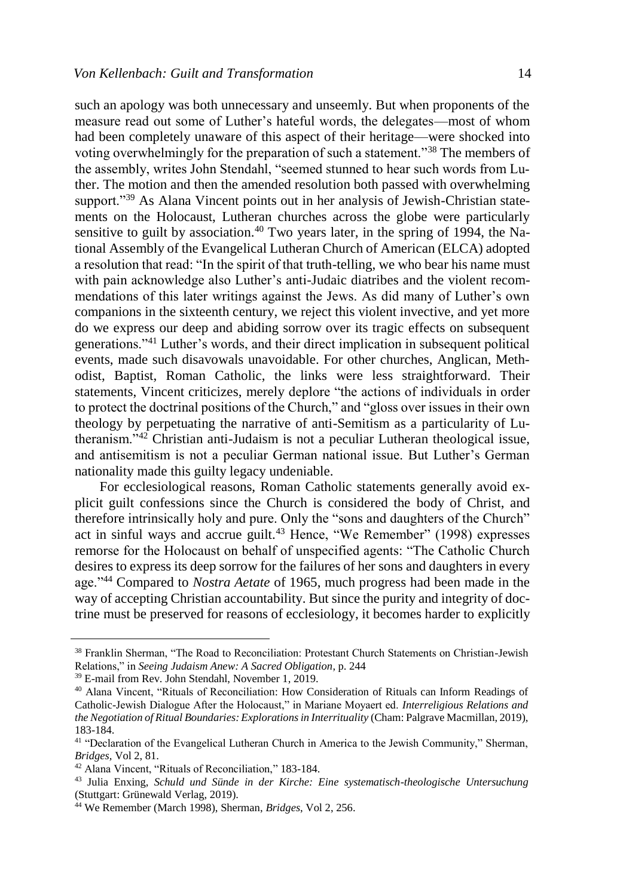such an apology was both unnecessary and unseemly. But when proponents of the measure read out some of Luther's hateful words, the delegates—most of whom had been completely unaware of this aspect of their heritage—were shocked into voting overwhelmingly for the preparation of such a statement."[38] The members of the assembly, writes John Stendahl, "seemed stunned to hear such words from Luther. The motion and then the amended resolution both passed with overwhelming support."[39] As Alana Vincent points out in her analysis of Jewish-Christian statements on the Holocaust, Lutheran churches across the globe were particularly sensitive to guilt by association.[40] Two years later, in the spring of 1994, the National Assembly of the Evangelical Lutheran Church of American (ELCA) adopted a resolution that read: "In the spirit of that truth-telling, we who bear his name must with pain acknowledge also Luther's anti-Judaic diatribes and the violent recommendations of this later writings against the Jews. As did many of Luther's own companions in the sixteenth century, we reject this violent invective, and yet more do we express our deep and abiding sorrow over its tragic effects on subsequent generations."[41] Luther's words, and their direct implication in subsequent political events, made such disavowals unavoidable. For other churches, Anglican, Methodist, Baptist, Roman Catholic, the links were less straightforward. Their statements, Vincent criticizes, merely deplore "the actions of individuals in order to protect the doctrinal positions of the Church," and "gloss over issues in their own theology by perpetuating the narrative of anti-Semitism as a particularity of Lutheranism."[42] Christian anti-Judaism is not a peculiar Lutheran theological issue, and antisemitism is not a peculiar German national issue. But Luther's German nationality made this guilty legacy undeniable.

For ecclesiological reasons, Roman Catholic statements generally avoid explicit guilt confessions since the Church is considered the body of Christ, and therefore intrinsically holy and pure. Only the "sons and daughters of the Church" act in sinful ways and accrue guilt.[43] Hence, "We Remember" (1998) expresses remorse for the Holocaust on behalf of unspecified agents: "The Catholic Church desires to express its deep sorrow for the failures of her sons and daughters in every age."[44] Compared to *Nostra Aetate* of 1965, much progress had been made in the way of accepting Christian accountability. But since the purity and integrity of doctrine must be preserved for reasons of ecclesiology, it becomes harder to explicitly

---

[38] Franklin Sherman, "The Road to Reconciliation: Protestant Church Statements on Christian-Jewish Relations," in *Seeing Judaism Anew: A Sacred Obligation*, p. 244

[39] E-mail from Rev. John Stendahl, November 1, 2019.

[40] Alana Vincent, "Rituals of Reconciliation: How Consideration of Rituals can Inform Readings of Catholic-Jewish Dialogue After the Holocaust," in Mariane Moyaert ed. *Interreligious Relations and the Negotiation of Ritual Boundaries: Explorations in Interrituality* (Cham: Palgrave Macmillan, 2019), 183-184.

[41] "Declaration of the Evangelical Lutheran Church in America to the Jewish Community," Sherman, *Bridges*, Vol 2, 81.

[42] Alana Vincent, "Rituals of Reconciliation," 183-184.

[43] Julia Enxing, *Schuld und Sünde in der Kirche: Eine systematisch-theologische Untersuchung* (Stuttgart: Grünewald Verlag, 2019).

[44] We Remember (March 1998), Sherman, *Bridges*, Vol 2, 256.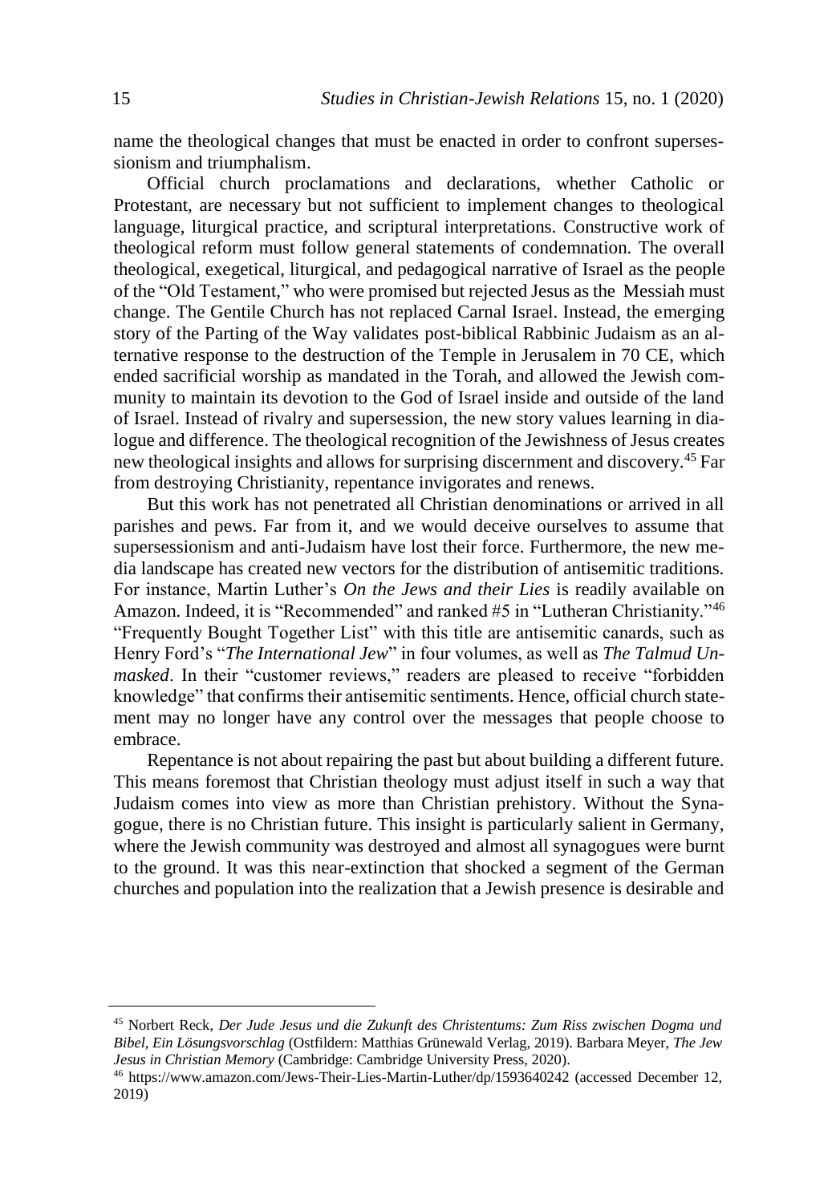name the theological changes that must be enacted in order to confront supersessionism and triumphalism.

Official church proclamations and declarations, whether Catholic or Protestant, are necessary but not sufficient to implement changes to theological language, liturgical practice, and scriptural interpretations. Constructive work of theological reform must follow general statements of condemnation. The overall theological, exegetical, liturgical, and pedagogical narrative of Israel as the people of the "Old Testament," who were promised but rejected Jesus as the Messiah must change. The Gentile Church has not replaced Carnal Israel. Instead, the emerging story of the Parting of the Way validates post-biblical Rabbinic Judaism as an alternative response to the destruction of the Temple in Jerusalem in 70 CE, which ended sacrificial worship as mandated in the Torah, and allowed the Jewish community to maintain its devotion to the God of Israel inside and outside of the land of Israel. Instead of rivalry and supersession, the new story values learning in dialogue and difference. The theological recognition of the Jewishness of Jesus creates new theological insights and allows for surprising discernment and discovery.[45] Far from destroying Christianity, repentance invigorates and renews.

But this work has not penetrated all Christian denominations or arrived in all parishes and pews. Far from it, and we would deceive ourselves to assume that supersessionism and anti-Judaism have lost their force. Furthermore, the new media landscape has created new vectors for the distribution of antisemitic traditions. For instance, Martin Luther's *On the Jews and their Lies* is readily available on Amazon. Indeed, it is "Recommended" and ranked #5 in "Lutheran Christianity."[46] "Frequently Bought Together List" with this title are antisemitic canards, such as Henry Ford's "*The International Jew*" in four volumes, as well as *The Talmud Unmasked*. In their "customer reviews," readers are pleased to receive "forbidden knowledge" that confirms their antisemitic sentiments. Hence, official church statement may no longer have any control over the messages that people choose to embrace.

Repentance is not about repairing the past but about building a different future. This means foremost that Christian theology must adjust itself in such a way that Judaism comes into view as more than Christian prehistory. Without the Synagogue, there is no Christian future. This insight is particularly salient in Germany, where the Jewish community was destroyed and almost all synagogues were burnt to the ground. It was this near-extinction that shocked a segment of the German churches and population into the realization that a Jewish presence is desirable and

---

[45] Norbert Reck, *Der Jude Jesus und die Zukunft des Christentums: Zum Riss zwischen Dogma und Bibel, Ein Lösungsvorschlag* (Ostfildern: Matthias Grünewald Verlag, 2019). Barbara Meyer, *The Jew Jesus in Christian Memory* (Cambridge: Cambridge University Press, 2020).

[46] https://www.amazon.com/Jews-Their-Lies-Martin-Luther/dp/1593640242 (accessed December 12, 2019)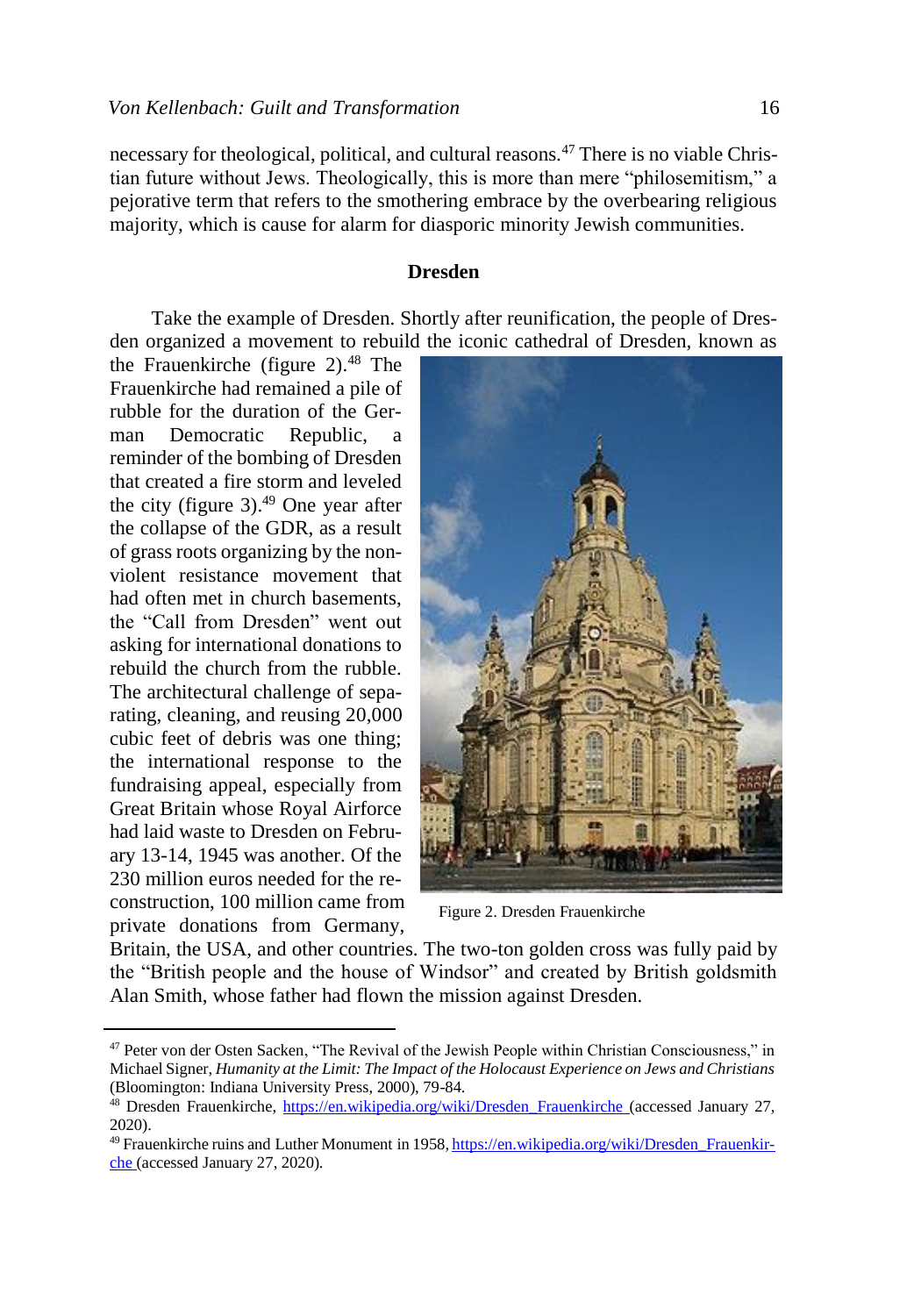necessary for theological, political, and cultural reasons.[47] There is no viable Christian future without Jews. Theologically, this is more than mere "philosemitism," a pejorative term that refers to the smothering embrace by the overbearing religious majority, which is cause for alarm for diasporic minority Jewish communities.

### Dresden

Take the example of Dresden. Shortly after reunification, the people of Dresden organized a movement to rebuild the iconic cathedral of Dresden, known as the Frauenkirche (figure 2).[48] The Frauenkirche had remained a pile of rubble for the duration of the German Democratic Republic, a reminder of the bombing of Dresden that created a fire storm and leveled the city (figure 3).[49] One year after the collapse of the GDR, as a result of grass roots organizing by the nonviolent resistance movement that had often met in church basements, the "Call from Dresden" went out asking for international donations to rebuild the church from the rubble. The architectural challenge of separating, cleaning, and reusing 20,000 cubic feet of debris was one thing; the international response to the fundraising appeal, especially from Great Britain whose Royal Airforce had laid waste to Dresden on February 13-14, 1945 was another. Of the 230 million euros needed for the reconstruction, 100 million came from private donations from Germany, Britain, the USA, and other countries. The two-ton golden cross was fully paid by the "British people and the house of Windsor" and created by British goldsmith Alan Smith, whose father had flown the mission against Dresden.

Figure 2. Dresden Frauenkirche

---

[47] Peter von der Osten Sacken, "The Revival of the Jewish People within Christian Consciousness," in Michael Signer, *Humanity at the Limit: The Impact of the Holocaust Experience on Jews and Christians* (Bloomington: Indiana University Press, 2000), 79-84.

[48] Dresden Frauenkirche, https://en.wikipedia.org/wiki/Dresden_Frauenkirche (accessed January 27, 2020).

[49] Frauenkirche ruins and Luther Monument in 1958, https://en.wikipedia.org/wiki/Dresden_Frauenkirche (accessed January 27, 2020).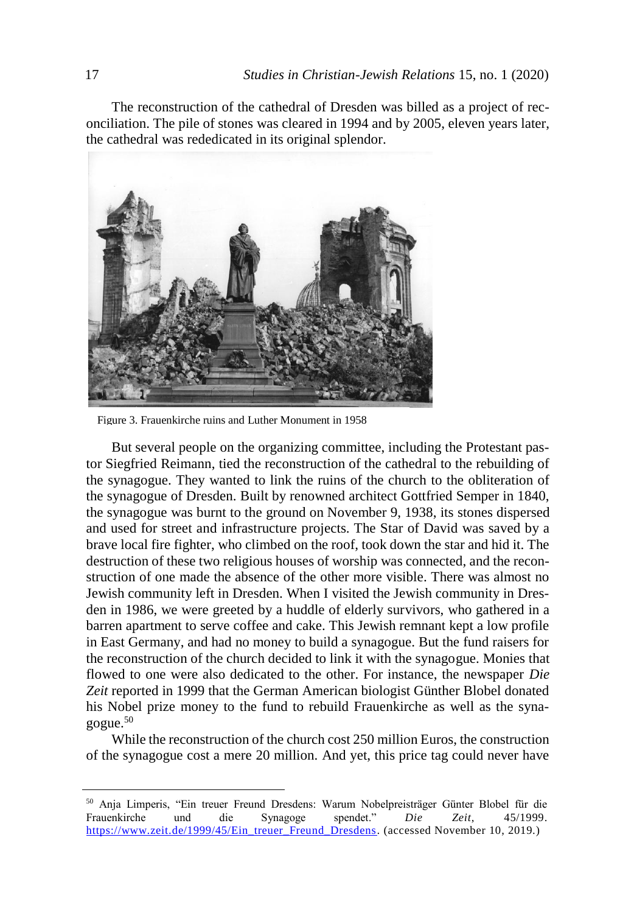The reconstruction of the cathedral of Dresden was billed as a project of reconciliation. The pile of stones was cleared in 1994 and by 2005, eleven years later, the cathedral was rededicated in its original splendor.

Figure 3. Frauenkirche ruins and Luther Monument in 1958

But several people on the organizing committee, including the Protestant pastor Siegfried Reimann, tied the reconstruction of the cathedral to the rebuilding of the synagogue. They wanted to link the ruins of the church to the obliteration of the synagogue of Dresden. Built by renowned architect Gottfried Semper in 1840, the synagogue was burnt to the ground on November 9, 1938, its stones dispersed and used for street and infrastructure projects. The Star of David was saved by a brave local fire fighter, who climbed on the roof, took down the star and hid it. The destruction of these two religious houses of worship was connected, and the reconstruction of one made the absence of the other more visible. There was almost no Jewish community left in Dresden. When I visited the Jewish community in Dresden in 1986, we were greeted by a huddle of elderly survivors, who gathered in a barren apartment to serve coffee and cake. This Jewish remnant kept a low profile in East Germany, and had no money to build a synagogue. But the fund raisers for the reconstruction of the church decided to link it with the synagogue. Monies that flowed to one were also dedicated to the other. For instance, the newspaper *Die Zeit* reported in 1999 that the German American biologist Günther Blobel donated his Nobel prize money to the fund to rebuild Frauenkirche as well as the synagogue.[50]

While the reconstruction of the church cost 250 million Euros, the construction of the synagogue cost a mere 20 million. And yet, this price tag could never have

---

[50] Anja Limperis, "Ein treuer Freund Dresdens: Warum Nobelpreisträger Günter Blobel für die Frauenkirche und die Synagoge spendet." *Die Zeit*, 45/1999. https://www.zeit.de/1999/45/Ein_treuer_Freund_Dresdens. (accessed November 10, 2019.)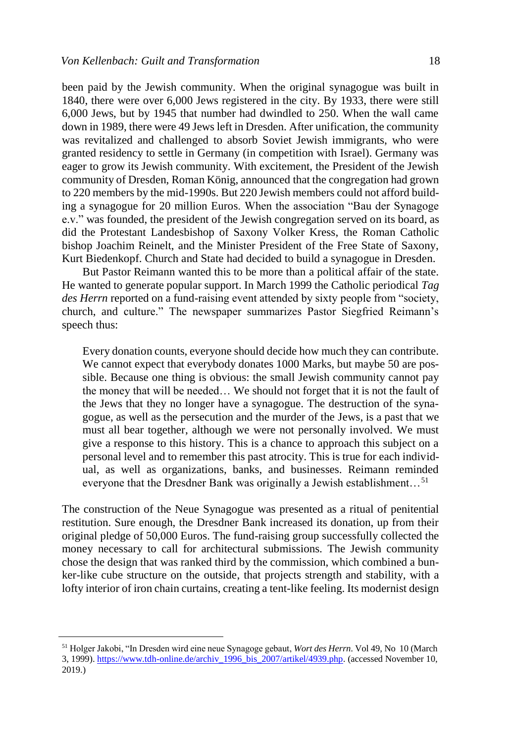been paid by the Jewish community. When the original synagogue was built in 1840, there were over 6,000 Jews registered in the city. By 1933, there were still 6,000 Jews, but by 1945 that number had dwindled to 250. When the wall came down in 1989, there were 49 Jews left in Dresden. After unification, the community was revitalized and challenged to absorb Soviet Jewish immigrants, who were granted residency to settle in Germany (in competition with Israel). Germany was eager to grow its Jewish community. With excitement, the President of the Jewish community of Dresden, Roman König, announced that the congregation had grown to 220 members by the mid-1990s. But 220 Jewish members could not afford building a synagogue for 20 million Euros. When the association "Bau der Synagoge e.v." was founded, the president of the Jewish congregation served on its board, as did the Protestant Landesbishop of Saxony Volker Kress, the Roman Catholic bishop Joachim Reinelt, and the Minister President of the Free State of Saxony, Kurt Biedenkopf. Church and State had decided to build a synagogue in Dresden.

But Pastor Reimann wanted this to be more than a political affair of the state. He wanted to generate popular support. In March 1999 the Catholic periodical *Tag des Herrn* reported on a fund-raising event attended by sixty people from "society, church, and culture." The newspaper summarizes Pastor Siegfried Reimann's speech thus:

> Every donation counts, everyone should decide how much they can contribute. We cannot expect that everybody donates 1000 Marks, but maybe 50 are possible. Because one thing is obvious: the small Jewish community cannot pay the money that will be needed… We should not forget that it is not the fault of the Jews that they no longer have a synagogue. The destruction of the synagogue, as well as the persecution and the murder of the Jews, is a past that we must all bear together, although we were not personally involved. We must give a response to this history. This is a chance to approach this subject on a personal level and to remember this past atrocity. This is true for each individual, as well as organizations, banks, and businesses. Reimann reminded everyone that the Dresdner Bank was originally a Jewish establishment…[51]

The construction of the Neue Synagogue was presented as a ritual of penitential restitution. Sure enough, the Dresdner Bank increased its donation, up from their original pledge of 50,000 Euros. The fund-raising group successfully collected the money necessary to call for architectural submissions. The Jewish community chose the design that was ranked third by the commission, which combined a bunker-like cube structure on the outside, that projects strength and stability, with a lofty interior of iron chain curtains, creating a tent-like feeling. Its modernist design

---

[51] Holger Jakobi, "In Dresden wird eine neue Synagoge gebaut, *Wort des Herrn*. Vol 49, No 10 (March 3, 1999). https://www.tdh-online.de/archiv_1996_bis_2007/artikel/4939.php. (accessed November 10, 2019.)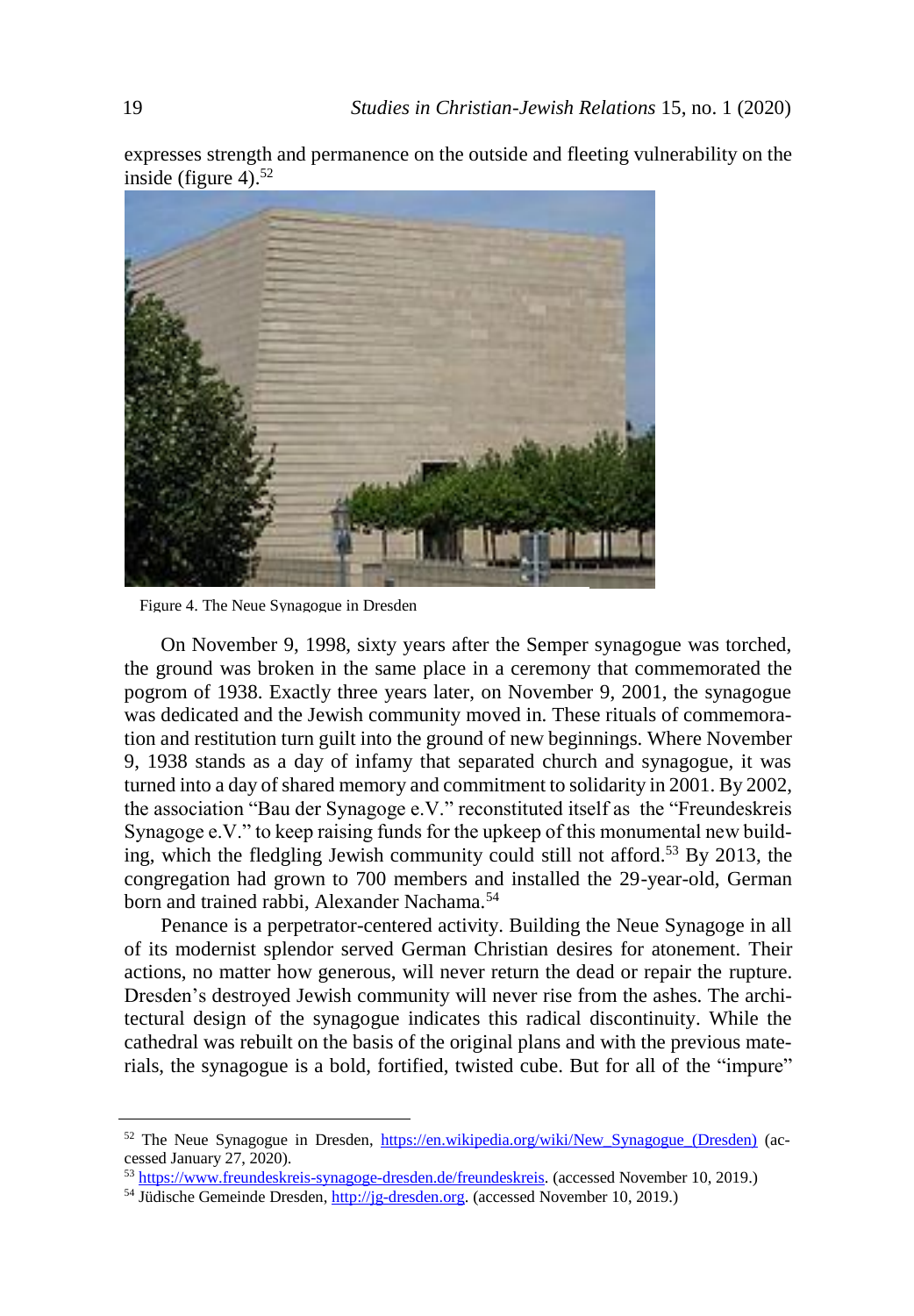expresses strength and permanence on the outside and fleeting vulnerability on the inside (figure 4).[52]

Figure 4. The Neue Synagogue in Dresden

On November 9, 1998, sixty years after the Semper synagogue was torched, the ground was broken in the same place in a ceremony that commemorated the pogrom of 1938. Exactly three years later, on November 9, 2001, the synagogue was dedicated and the Jewish community moved in. These rituals of commemoration and restitution turn guilt into the ground of new beginnings. Where November 9, 1938 stands as a day of infamy that separated church and synagogue, it was turned into a day of shared memory and commitment to solidarity in 2001. By 2002, the association "Bau der Synagoge e.V." reconstituted itself as the "Freundeskreis Synagoge e.V." to keep raising funds for the upkeep of this monumental new building, which the fledgling Jewish community could still not afford.[53] By 2013, the congregation had grown to 700 members and installed the 29-year-old, German born and trained rabbi, Alexander Nachama.[54]

Penance is a perpetrator-centered activity. Building the Neue Synagoge in all of its modernist splendor served German Christian desires for atonement. Their actions, no matter how generous, will never return the dead or repair the rupture. Dresden's destroyed Jewish community will never rise from the ashes. The architectural design of the synagogue indicates this radical discontinuity. While the cathedral was rebuilt on the basis of the original plans and with the previous materials, the synagogue is a bold, fortified, twisted cube. But for all of the "impure"

---

[52] The Neue Synagogue in Dresden, https://en.wikipedia.org/wiki/New_Synagogue_(Dresden) (accessed January 27, 2020).

[53] https://www.freundeskreis-synagoge-dresden.de/freundeskreis. (accessed November 10, 2019.)

[54] Jüdische Gemeinde Dresden, http://jg-dresden.org. (accessed November 10, 2019.)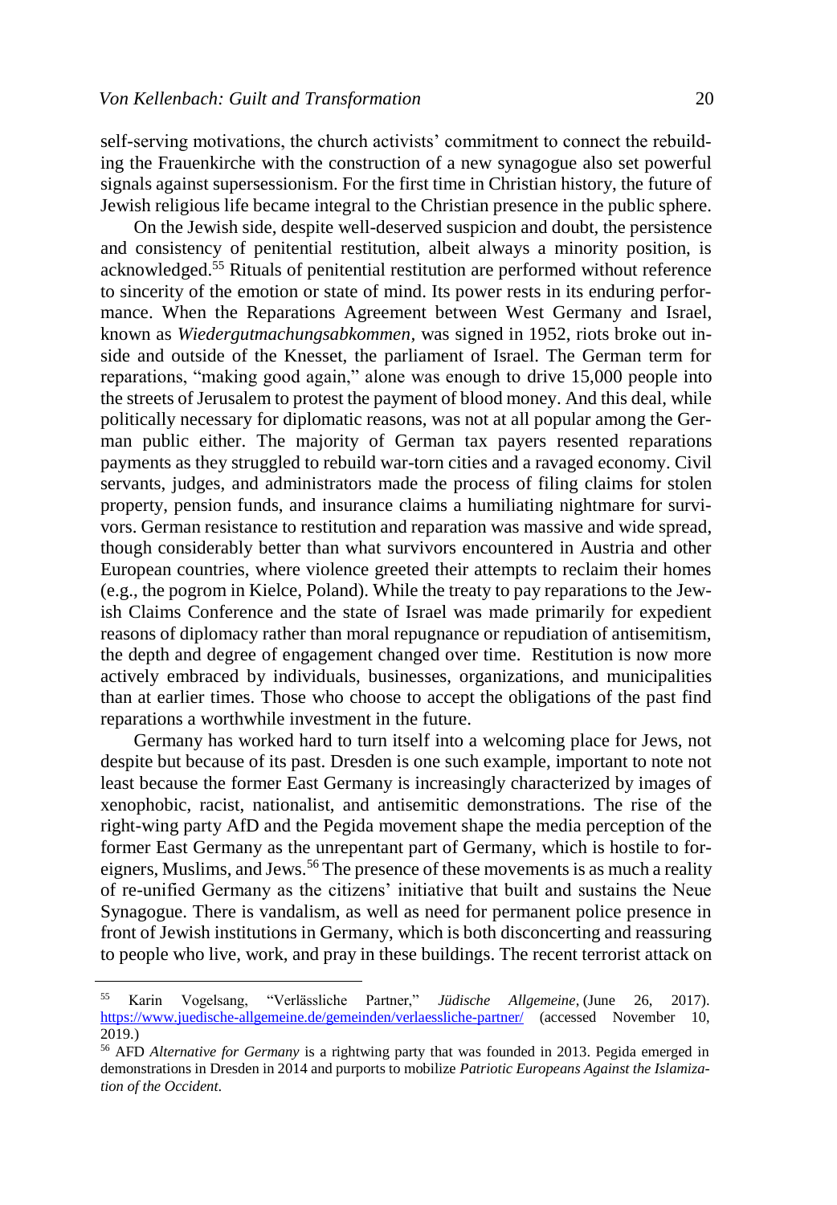self-serving motivations, the church activists' commitment to connect the rebuilding the Frauenkirche with the construction of a new synagogue also set powerful signals against supersessionism. For the first time in Christian history, the future of Jewish religious life became integral to the Christian presence in the public sphere.

On the Jewish side, despite well-deserved suspicion and doubt, the persistence and consistency of penitential restitution, albeit always a minority position, is acknowledged.[55] Rituals of penitential restitution are performed without reference to sincerity of the emotion or state of mind. Its power rests in its enduring performance. When the Reparations Agreement between West Germany and Israel, known as *Wiedergutmachungsabkommen*, was signed in 1952, riots broke out inside and outside of the Knesset, the parliament of Israel. The German term for reparations, "making good again," alone was enough to drive 15,000 people into the streets of Jerusalem to protest the payment of blood money. And this deal, while politically necessary for diplomatic reasons, was not at all popular among the German public either. The majority of German tax payers resented reparations payments as they struggled to rebuild war-torn cities and a ravaged economy. Civil servants, judges, and administrators made the process of filing claims for stolen property, pension funds, and insurance claims a humiliating nightmare for survivors. German resistance to restitution and reparation was massive and wide spread, though considerably better than what survivors encountered in Austria and other European countries, where violence greeted their attempts to reclaim their homes (e.g., the pogrom in Kielce, Poland). While the treaty to pay reparations to the Jewish Claims Conference and the state of Israel was made primarily for expedient reasons of diplomacy rather than moral repugnance or repudiation of antisemitism, the depth and degree of engagement changed over time. Restitution is now more actively embraced by individuals, businesses, organizations, and municipalities than at earlier times. Those who choose to accept the obligations of the past find reparations a worthwhile investment in the future.

Germany has worked hard to turn itself into a welcoming place for Jews, not despite but because of its past. Dresden is one such example, important to note not least because the former East Germany is increasingly characterized by images of xenophobic, racist, nationalist, and antisemitic demonstrations. The rise of the right-wing party AfD and the Pegida movement shape the media perception of the former East Germany as the unrepentant part of Germany, which is hostile to foreigners, Muslims, and Jews.[56] The presence of these movements is as much a reality of re-unified Germany as the citizens' initiative that built and sustains the Neue Synagogue. There is vandalism, as well as need for permanent police presence in front of Jewish institutions in Germany, which is both disconcerting and reassuring to people who live, work, and pray in these buildings. The recent terrorist attack on

---

[55] Karin Vogelsang, "Verlässliche Partner," *Jüdische Allgemeine*, (June 26, 2017). https://www.juedische-allgemeine.de/gemeinden/verlaessliche-partner/ (accessed November 10, 2019.)

[56] AFD *Alternative for Germany* is a rightwing party that was founded in 2013. Pegida emerged in demonstrations in Dresden in 2014 and purports to mobilize *Patriotic Europeans Against the Islamization of the Occident*.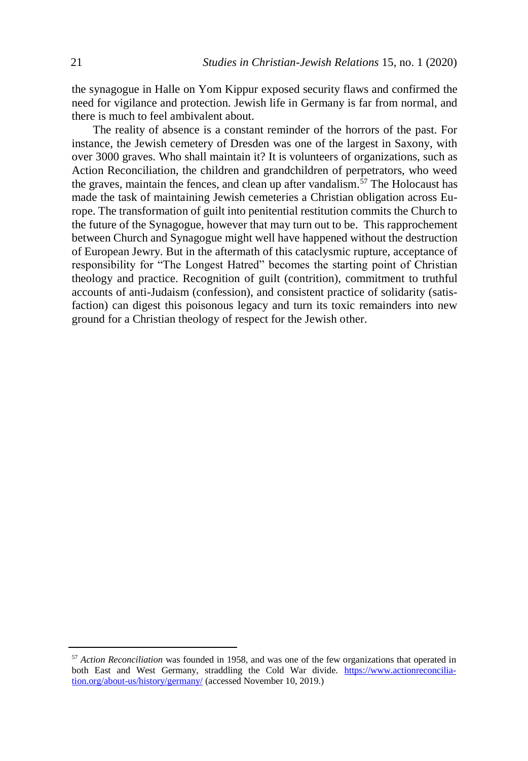the synagogue in Halle on Yom Kippur exposed security flaws and confirmed the need for vigilance and protection. Jewish life in Germany is far from normal, and there is much to feel ambivalent about.

The reality of absence is a constant reminder of the horrors of the past. For instance, the Jewish cemetery of Dresden was one of the largest in Saxony, with over 3000 graves. Who shall maintain it? It is volunteers of organizations, such as Action Reconciliation, the children and grandchildren of perpetrators, who weed the graves, maintain the fences, and clean up after vandalism.[57] The Holocaust has made the task of maintaining Jewish cemeteries a Christian obligation across Europe. The transformation of guilt into penitential restitution commits the Church to the future of the Synagogue, however that may turn out to be. This rapprochement between Church and Synagogue might well have happened without the destruction of European Jewry. But in the aftermath of this cataclysmic rupture, acceptance of responsibility for "The Longest Hatred" becomes the starting point of Christian theology and practice. Recognition of guilt (contrition), commitment to truthful accounts of anti-Judaism (confession), and consistent practice of solidarity (satisfaction) can digest this poisonous legacy and turn its toxic remainders into new ground for a Christian theology of respect for the Jewish other.

---

[57] *Action Reconciliation* was founded in 1958, and was one of the few organizations that operated in both East and West Germany, straddling the Cold War divide. https://www.actionreconciliation.org/about-us/history/germany/ (accessed November 10, 2019.)